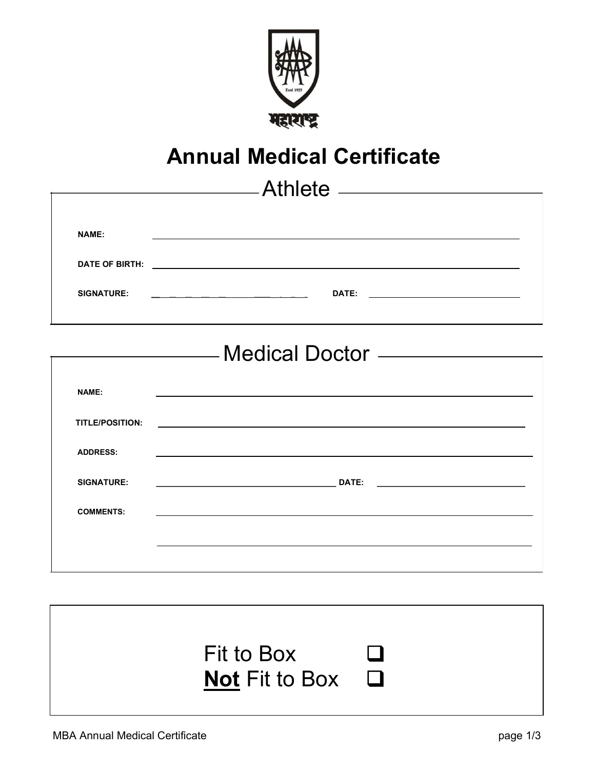महाराष्ट्र

# Annual Medical Certificate

## Athlete

**NAME:** ________________________________________________

**DATE OF BIRTH:** ________________________________________________

**SIGNATURE:** ______________________ **DATE:** ______________________

## Medical Doctor

**NAME:** ________________________________________________

**TITLE/POSITION:** ________________________________________________

**ADDRESS:** ________________________________________________

**SIGNATURE:** ______________________ **DATE:** ______________________

**COMMENTS:** ________________________________________________

________________________________________________

Fit to Box ☐

<u>**Not**</u> Fit to Box ☐

MBA Annual Medical Certificate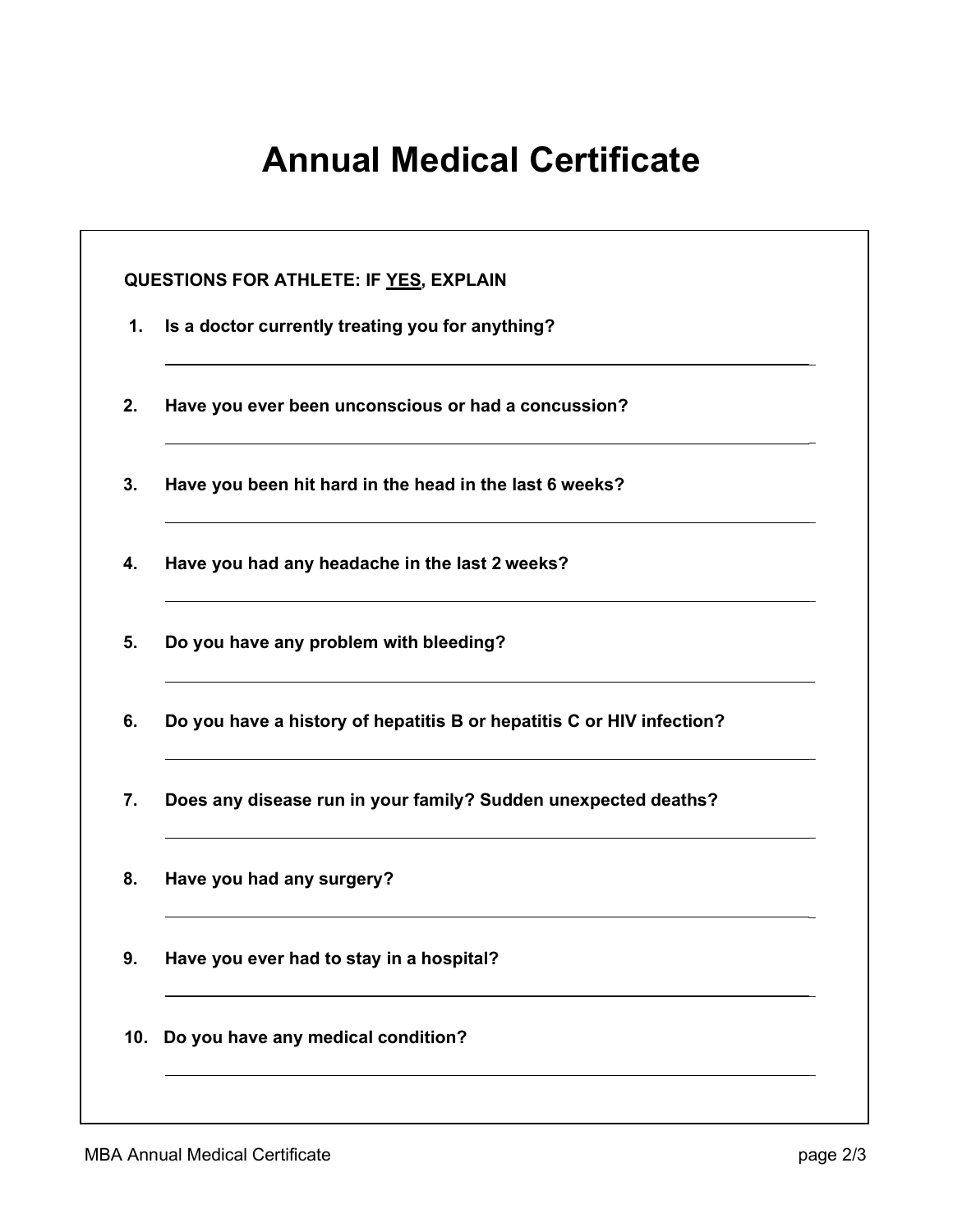# Annual Medical Certificate

**QUESTIONS FOR ATHLETE: IF <u>YES</u>, EXPLAIN**

1. **Is a doctor currently treating you for anything?**

   ______________________________________________________________________

2. **Have you ever been unconscious or had a concussion?**

   ______________________________________________________________________

3. **Have you been hit hard in the head in the last 6 weeks?**

   ______________________________________________________________________

4. **Have you had any headache in the last 2 weeks?**

   ______________________________________________________________________

5. **Do you have any problem with bleeding?**

   ______________________________________________________________________

6. **Do you have a history of hepatitis B or hepatitis C or HIV infection?**

   ______________________________________________________________________

7. **Does any disease run in your family? Sudden unexpected deaths?**

   ______________________________________________________________________

8. **Have you had any surgery?**

   ______________________________________________________________________

9. **Have you ever had to stay in a hospital?**

   ______________________________________________________________________

10. **Do you have any medical condition?**

    ______________________________________________________________________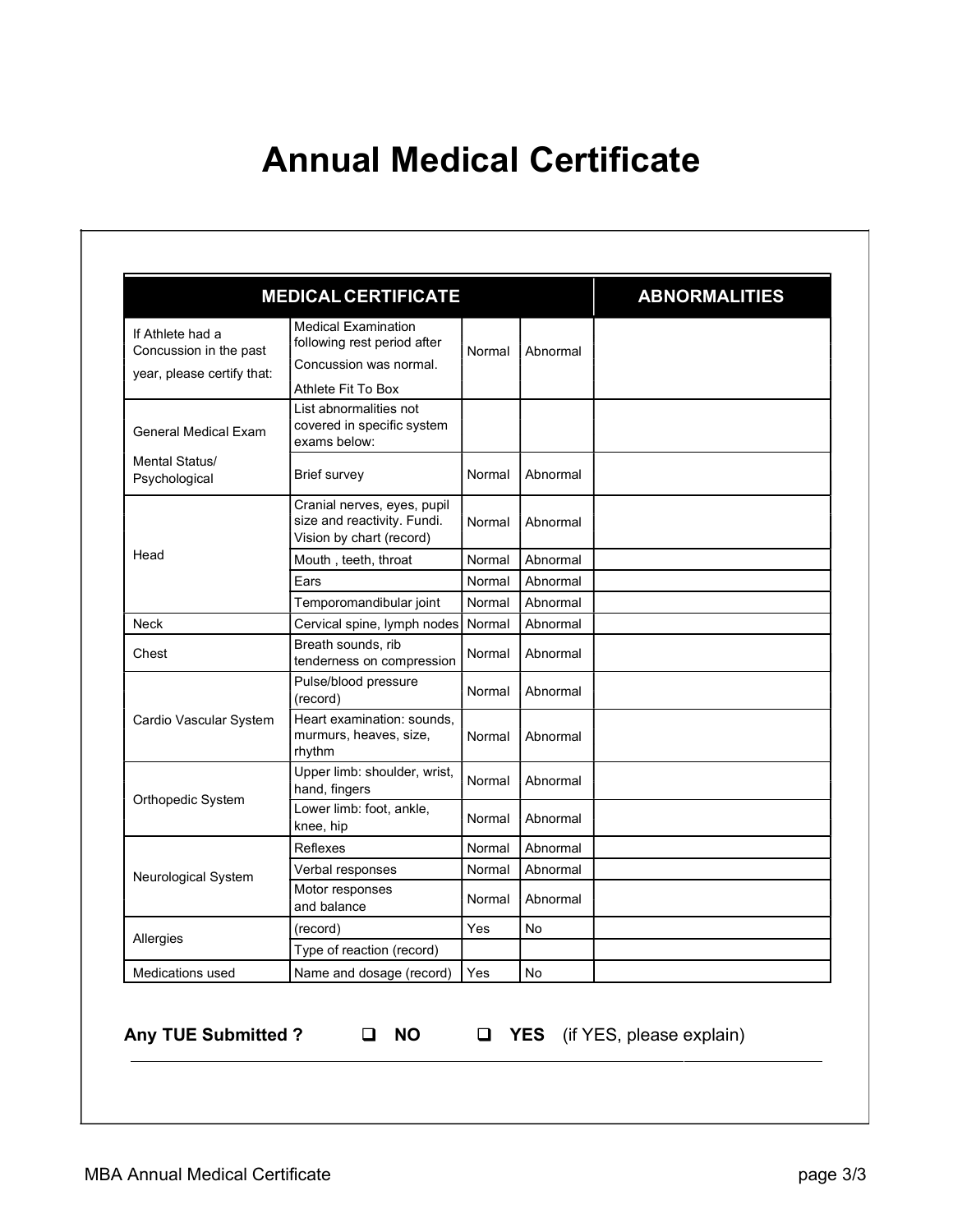# Annual Medical Certificate

| MEDICAL CERTIFICATE | | | | ABNORMALITIES |
|---|---|---|---|---|
| If Athlete had a Concussion in the past year, please certify that: | Medical Examination following rest period after Concussion was normal. Athlete Fit To Box | Normal | Abnormal | |
| General Medical Exam | List abnormalities not covered in specific system exams below: | | | |
| Mental Status/ Psychological | Brief survey | Normal | Abnormal | |
| Head | Cranial nerves, eyes, pupil size and reactivity. Fundi. Vision by chart (record) | Normal | Abnormal | |
| | Mouth , teeth, throat | Normal | Abnormal | |
| | Ears | Normal | Abnormal | |
| | Temporomandibular joint | Normal | Abnormal | |
| Neck | Cervical spine, lymph nodes | Normal | Abnormal | |
| Chest | Breath sounds, rib tenderness on compression | Normal | Abnormal | |
| Cardio Vascular System | Pulse/blood pressure (record) | Normal | Abnormal | |
| | Heart examination: sounds, murmurs, heaves, size, rhythm | Normal | Abnormal | |
| Orthopedic System | Upper limb: shoulder, wrist, hand, fingers | Normal | Abnormal | |
| | Lower limb: foot, ankle, knee, hip | Normal | Abnormal | |
| Neurological System | Reflexes | Normal | Abnormal | |
| | Verbal responses | Normal | Abnormal | |
| | Motor responses and balance | Normal | Abnormal | |
| Allergies | (record) | Yes | No | |
| | Type of reaction (record) | | | |
| Medications used | Name and dosage (record) | Yes | No | |

**Any TUE Submitted ?** ❑ **NO** ❑ **YES** (if YES, please explain)

_______________________________________________